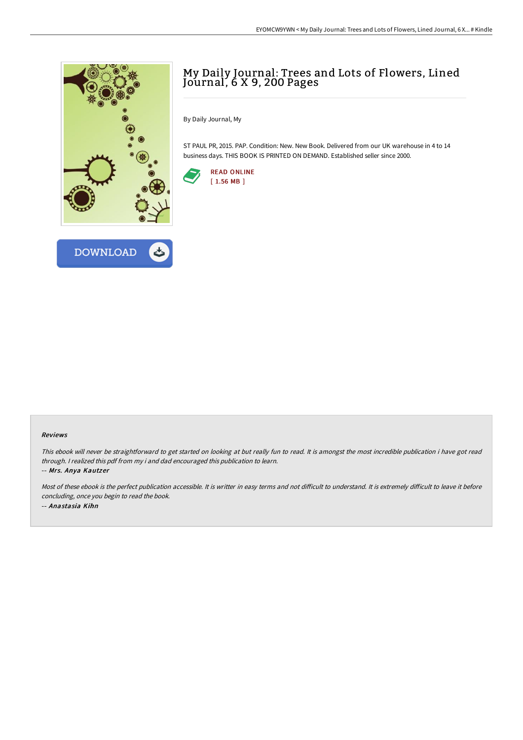# My Daily Journal: Trees and Lots of Flowers, Lined Journal, 6 X 9, 200 Pages

By Daily Journal, My

ST PAUL PR, 2015. PAP. Condition: New. New Book. Delivered from our UK warehouse in 4 to 14 business days. THIS BOOK IS PRINTED ON DEMAND. Established seller since 2000.

READ ONLINE
[ 1.56 MB ]

DOWNLOAD

### Reviews

*This ebook will never be straightforward to get started on looking at but really fun to read. It is amongst the most incredible publication i have got read through. I realized this pdf from my i and dad encouraged this publication to learn.*

-- *Mrs. Anya Kautzer*

*Most of these ebook is the perfect publication accessible. It is writter in easy terms and not difficult to understand. It is extremely difficult to leave it before concluding, once you begin to read the book.*

-- *Anastasia Kihn*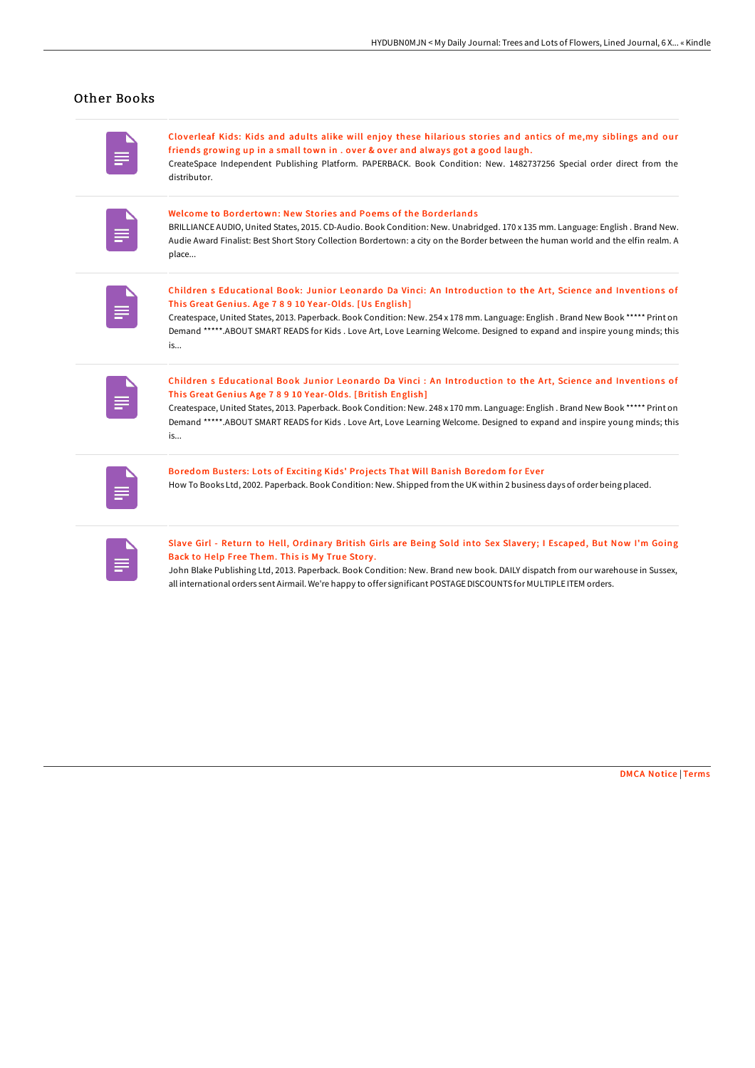## Other Books

**Cloverleaf Kids: Kids and adults alike will enjoy these hilarious stories and antics of me,my siblings and our friends growing up in a small town in . over & over and always got a good laugh.**

CreateSpace Independent Publishing Platform. PAPERBACK. Book Condition: New. 1482737256 Special order direct from the distributor.

**Welcome to Bordertown: New Stories and Poems of the Borderlands**

BRILLIANCE AUDIO, United States, 2015. CD-Audio. Book Condition: New. Unabridged. 170 x 135 mm. Language: English . Brand New. Audie Award Finalist: Best Short Story Collection Bordertown: a city on the Border between the human world and the elfin realm. A place...

**Children s Educational Book: Junior Leonardo Da Vinci: An Introduction to the Art, Science and Inventions of This Great Genius. Age 7 8 9 10 Year-Olds. [Us English]**

Createspace, United States, 2013. Paperback. Book Condition: New. 254 x 178 mm. Language: English . Brand New Book ***** Print on Demand *****.ABOUT SMART READS for Kids . Love Art, Love Learning Welcome. Designed to expand and inspire young minds; this is...

**Children s Educational Book Junior Leonardo Da Vinci : An Introduction to the Art, Science and Inventions of This Great Genius Age 7 8 9 10 Year-Olds. [British English]**

Createspace, United States, 2013. Paperback. Book Condition: New. 248 x 170 mm. Language: English . Brand New Book ***** Print on Demand *****.ABOUT SMART READS for Kids . Love Art, Love Learning Welcome. Designed to expand and inspire young minds; this is...

**Boredom Busters: Lots of Exciting Kids' Projects That Will Banish Boredom for Ever**

How To Books Ltd, 2002. Paperback. Book Condition: New. Shipped from the UK within 2 business days of order being placed.

**Slave Girl - Return to Hell, Ordinary British Girls are Being Sold into Sex Slavery; I Escaped, But Now I'm Going Back to Help Free Them. This is My True Story.**

John Blake Publishing Ltd, 2013. Paperback. Book Condition: New. Brand new book. DAILY dispatch from our warehouse in Sussex, all international orders sent Airmail. We're happy to offer significant POSTAGE DISCOUNTS for MULTIPLE ITEM orders.